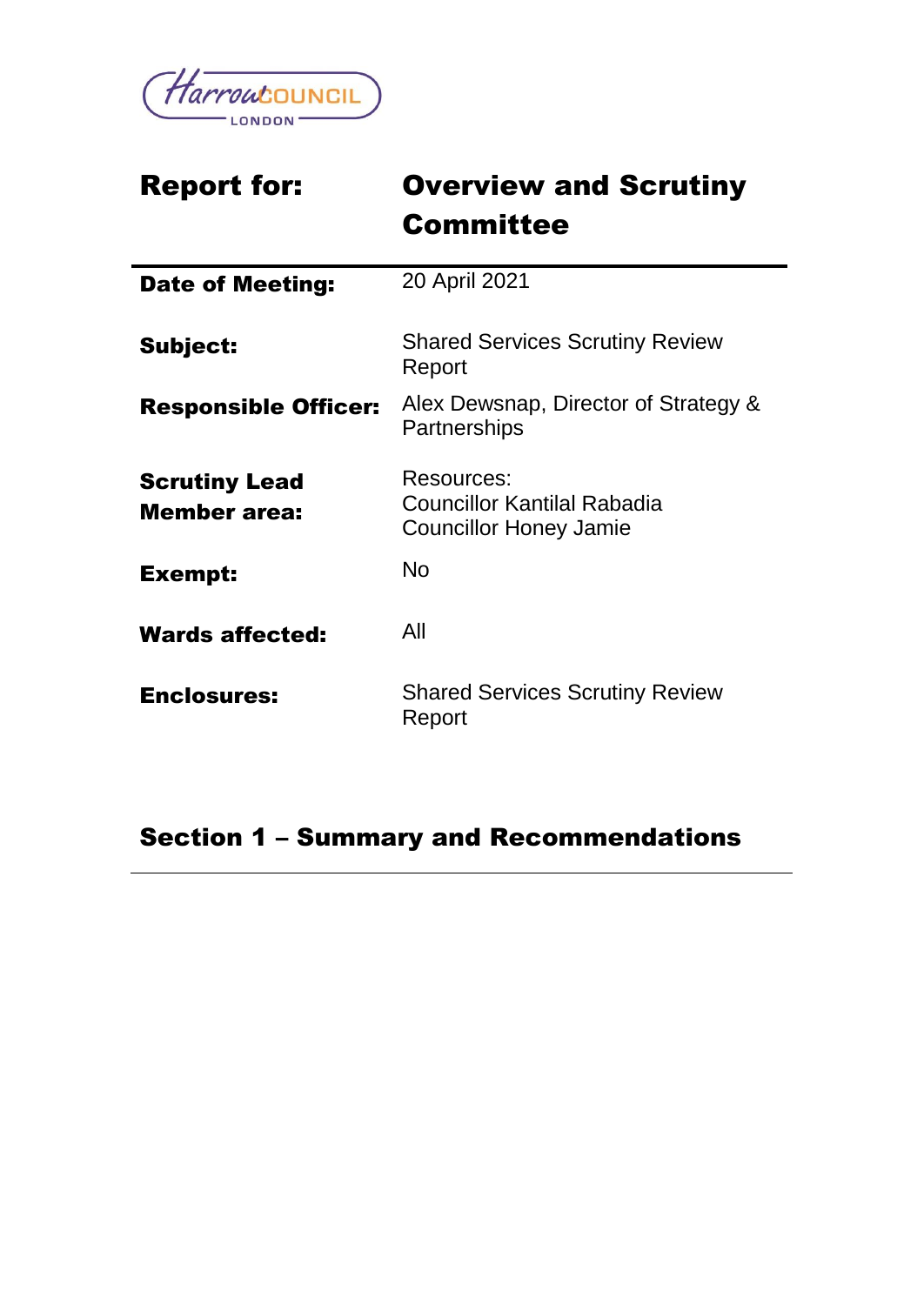**Report for:** **Overview and Scrutiny Committee**

| | |
|---|---|
| **Date of Meeting:** | 20 April 2021 |
| **Subject:** | Shared Services Scrutiny Review Report |
| **Responsible Officer:** | Alex Dewsnap, Director of Strategy & Partnerships |
| **Scrutiny Lead Member area:** | Resources: Councillor Kantilal Rabadia Councillor Honey Jamie |
| **Exempt:** | No |
| **Wards affected:** | All |
| **Enclosures:** | Shared Services Scrutiny Review Report |

## Section 1 – Summary and Recommendations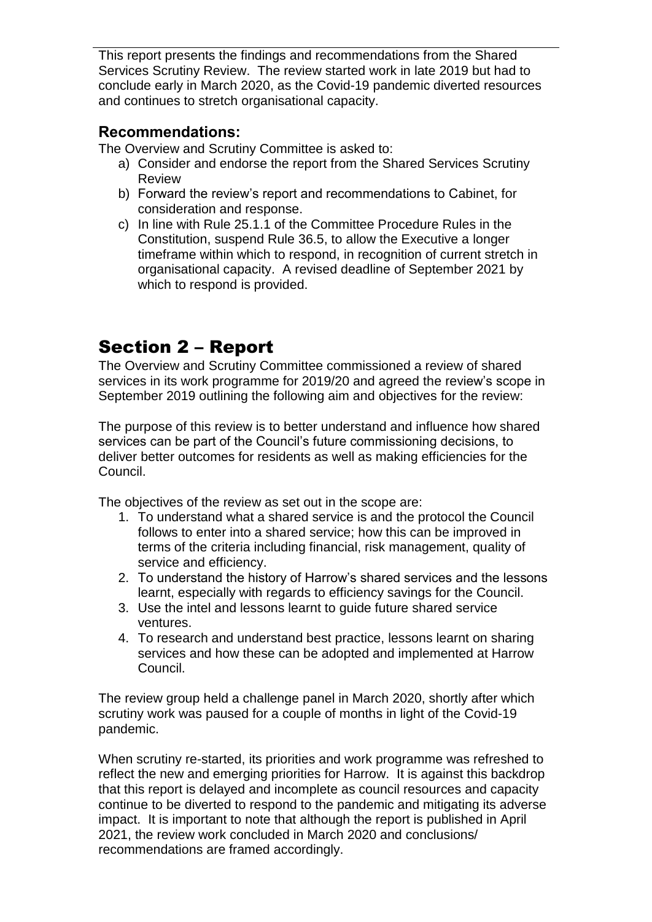This report presents the findings and recommendations from the Shared Services Scrutiny Review. The review started work in late 2019 but had to conclude early in March 2020, as the Covid-19 pandemic diverted resources and continues to stretch organisational capacity.

### Recommendations:

The Overview and Scrutiny Committee is asked to:

a) Consider and endorse the report from the Shared Services Scrutiny Review
b) Forward the review's report and recommendations to Cabinet, for consideration and response.
c) In line with Rule 25.1.1 of the Committee Procedure Rules in the Constitution, suspend Rule 36.5, to allow the Executive a longer timeframe within which to respond, in recognition of current stretch in organisational capacity. A revised deadline of September 2021 by which to respond is provided.

## Section 2 – Report

The Overview and Scrutiny Committee commissioned a review of shared services in its work programme for 2019/20 and agreed the review's scope in September 2019 outlining the following aim and objectives for the review:

The purpose of this review is to better understand and influence how shared services can be part of the Council's future commissioning decisions, to deliver better outcomes for residents as well as making efficiencies for the Council.

The objectives of the review as set out in the scope are:

1. To understand what a shared service is and the protocol the Council follows to enter into a shared service; how this can be improved in terms of the criteria including financial, risk management, quality of service and efficiency.
2. To understand the history of Harrow's shared services and the lessons learnt, especially with regards to efficiency savings for the Council.
3. Use the intel and lessons learnt to guide future shared service ventures.
4. To research and understand best practice, lessons learnt on sharing services and how these can be adopted and implemented at Harrow Council.

The review group held a challenge panel in March 2020, shortly after which scrutiny work was paused for a couple of months in light of the Covid-19 pandemic.

When scrutiny re-started, its priorities and work programme was refreshed to reflect the new and emerging priorities for Harrow. It is against this backdrop that this report is delayed and incomplete as council resources and capacity continue to be diverted to respond to the pandemic and mitigating its adverse impact. It is important to note that although the report is published in April 2021, the review work concluded in March 2020 and conclusions/ recommendations are framed accordingly.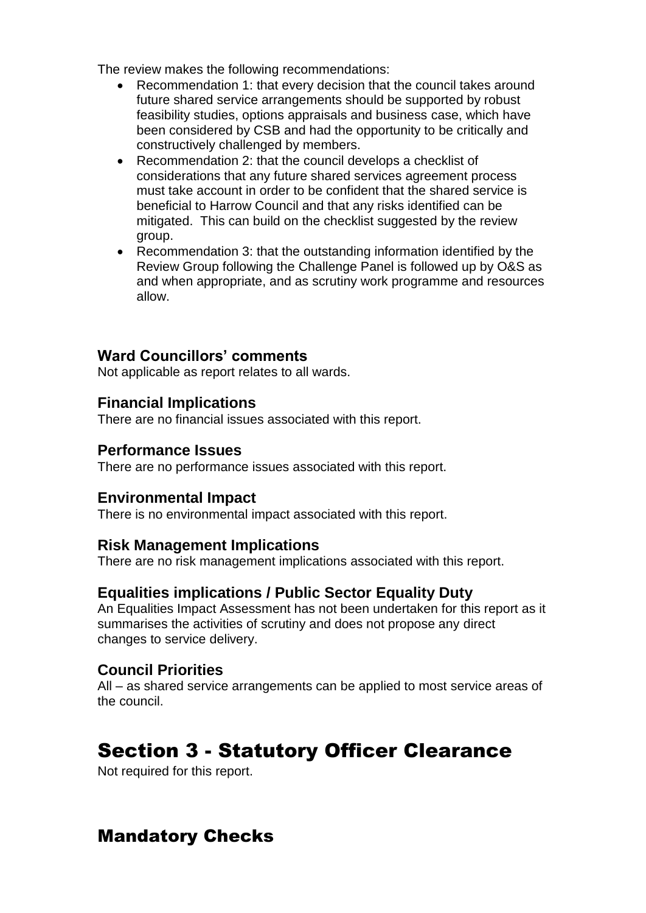The review makes the following recommendations:

- Recommendation 1: that every decision that the council takes around future shared service arrangements should be supported by robust feasibility studies, options appraisals and business case, which have been considered by CSB and had the opportunity to be critically and constructively challenged by members.
- Recommendation 2: that the council develops a checklist of considerations that any future shared services agreement process must take account in order to be confident that the shared service is beneficial to Harrow Council and that any risks identified can be mitigated. This can build on the checklist suggested by the review group.
- Recommendation 3: that the outstanding information identified by the Review Group following the Challenge Panel is followed up by O&S as and when appropriate, and as scrutiny work programme and resources allow.

### Ward Councillors' comments

Not applicable as report relates to all wards.

### Financial Implications

There are no financial issues associated with this report.

### Performance Issues

There are no performance issues associated with this report.

### Environmental Impact

There is no environmental impact associated with this report.

### Risk Management Implications

There are no risk management implications associated with this report.

### Equalities implications / Public Sector Equality Duty

An Equalities Impact Assessment has not been undertaken for this report as it summarises the activities of scrutiny and does not propose any direct changes to service delivery.

### Council Priorities

All – as shared service arrangements can be applied to most service areas of the council.

# Section 3 - Statutory Officer Clearance

Not required for this report.

## Mandatory Checks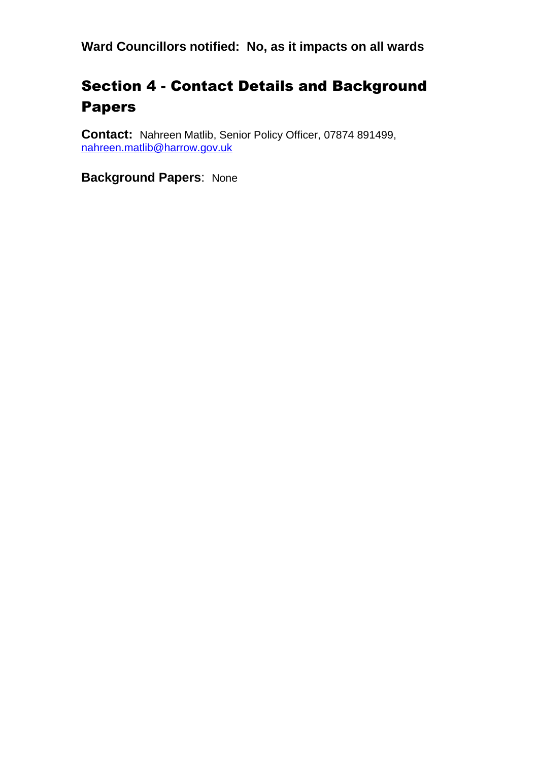**Ward Councillors notified: No, as it impacts on all wards**

## Section 4 - Contact Details and Background Papers

**Contact:** Nahreen Matlib, Senior Policy Officer, 07874 891499, nahreen.matlib@harrow.gov.uk

**Background Papers**: None